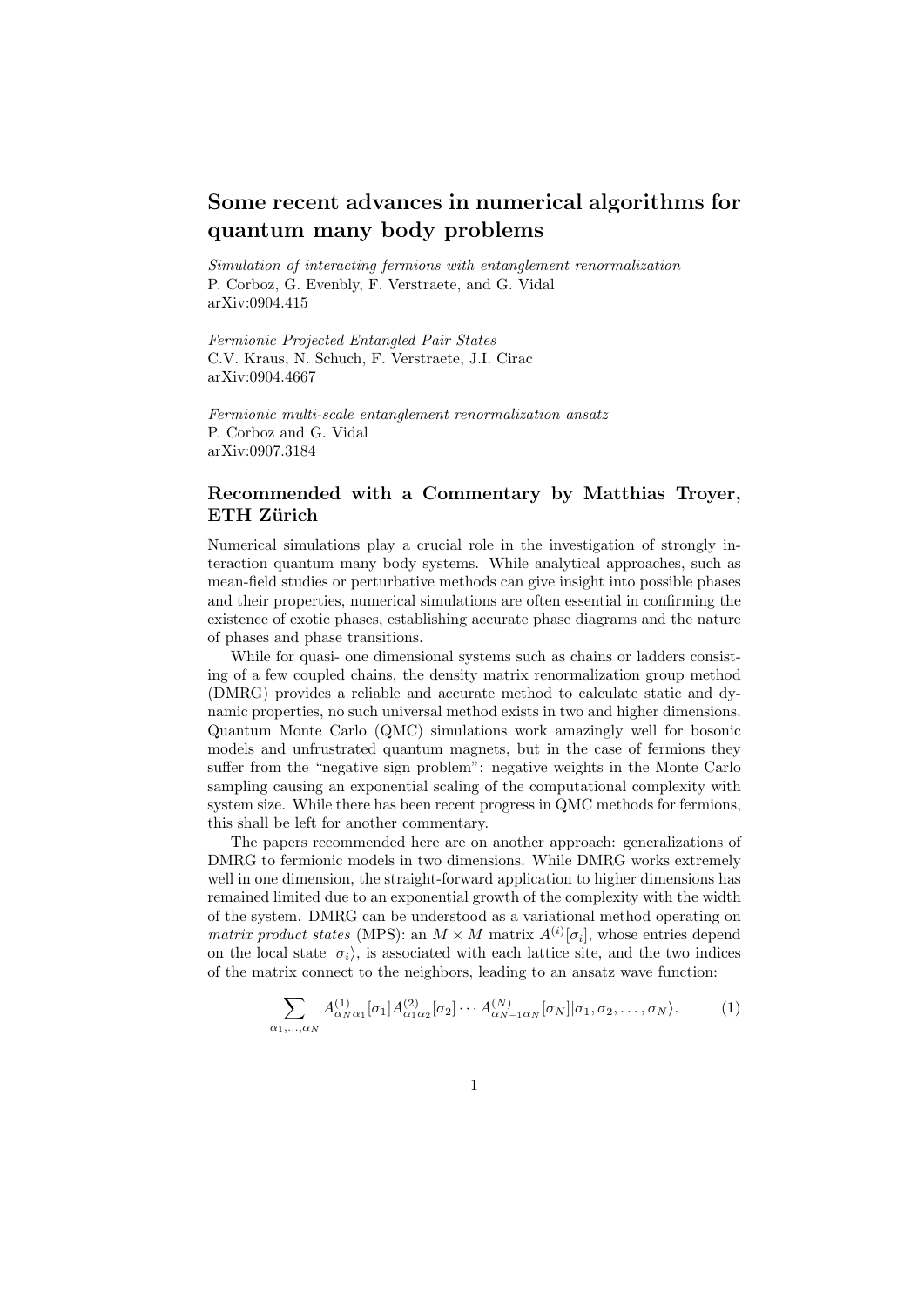# Some recent advances in numerical algorithms for quantum many body problems

*Simulation of interacting fermions with entanglement renormalization*
P. Corboz, G. Evenbly, F. Verstraete, and G. Vidal
arXiv:0904.415

*Fermionic Projected Entangled Pair States*
C.V. Kraus, N. Schuch, F. Verstraete, J.I. Cirac
arXiv:0904.4667

*Fermionic multi-scale entanglement renormalization ansatz*
P. Corboz and G. Vidal
arXiv:0907.3184

## Recommended with a Commentary by Matthias Troyer, ETH Zürich

Numerical simulations play a crucial role in the investigation of strongly interaction quantum many body systems. While analytical approaches, such as mean-field studies or perturbative methods can give insight into possible phases and their properties, numerical simulations are often essential in confirming the existence of exotic phases, establishing accurate phase diagrams and the nature of phases and phase transitions.

While for quasi- one dimensional systems such as chains or ladders consisting of a few coupled chains, the density matrix renormalization group method (DMRG) provides a reliable and accurate method to calculate static and dynamic properties, no such universal method exists in two and higher dimensions. Quantum Monte Carlo (QMC) simulations work amazingly well for bosonic models and unfrustrated quantum magnets, but in the case of fermions they suffer from the "negative sign problem": negative weights in the Monte Carlo sampling causing an exponential scaling of the computational complexity with system size. While there has been recent progress in QMC methods for fermions, this shall be left for another commentary.

The papers recommended here are on another approach: generalizations of DMRG to fermionic models in two dimensions. While DMRG works extremely well in one dimension, the straight-forward application to higher dimensions has remained limited due to an exponential growth of the complexity with the width of the system. DMRG can be understood as a variational method operating on *matrix product states* (MPS): an $M \times M$ matrix $A^{(i)}[\sigma_i]$, whose entries depend on the local state $|\sigma_i\rangle$, is associated with each lattice site, and the two indices of the matrix connect to the neighbors, leading to an ansatz wave function:

$$\sum_{\alpha_1,\ldots,\alpha_N} A^{(1)}_{\alpha_N\alpha_1}[\sigma_1]A^{(2)}_{\alpha_1\alpha_2}[\sigma_2]\cdots A^{(N)}_{\alpha_{N-1}\alpha_N}[\sigma_N]|\sigma_1,\sigma_2,\ldots,\sigma_N\rangle. \tag{1}$$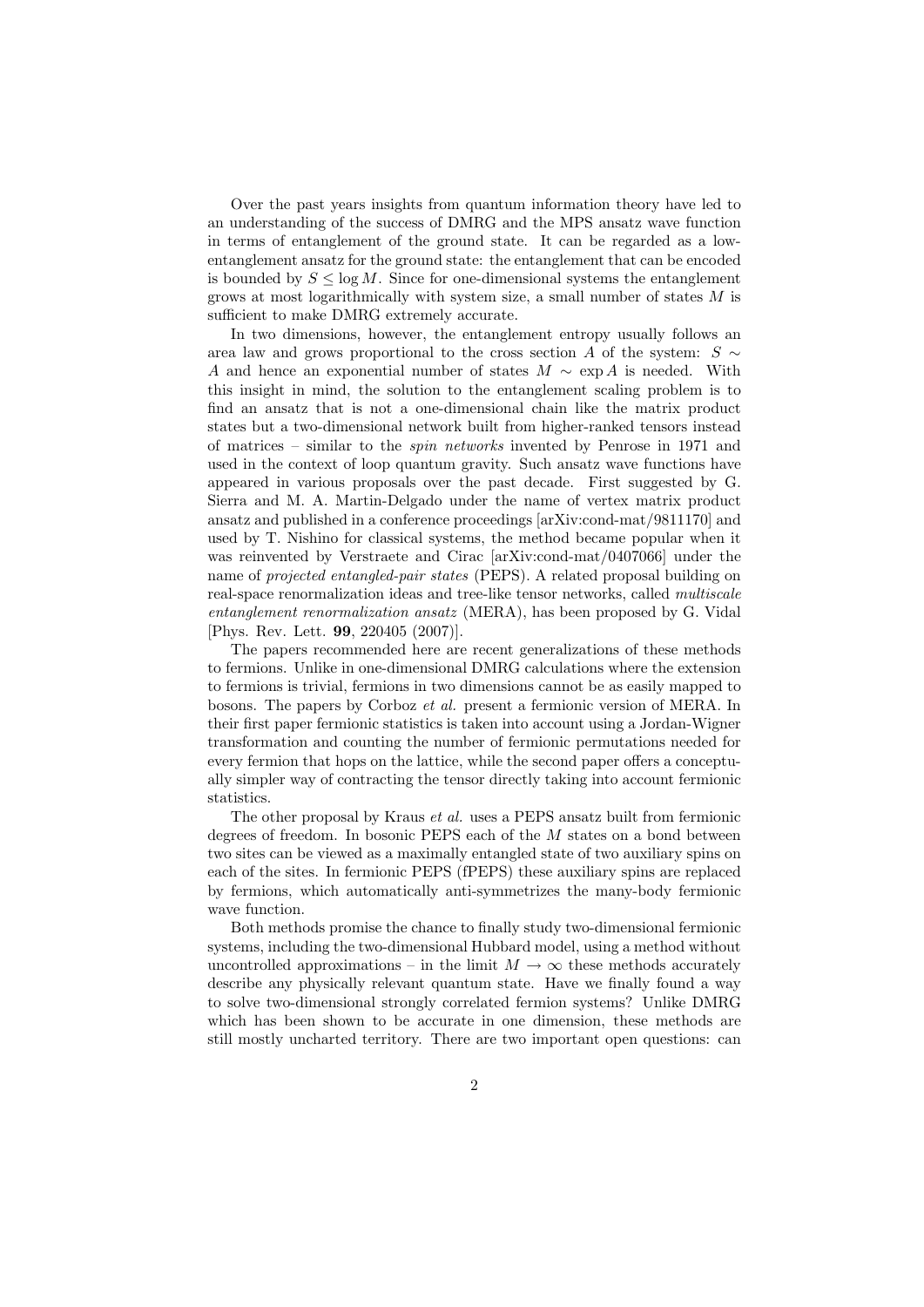Over the past years insights from quantum information theory have led to an understanding of the success of DMRG and the MPS ansatz wave function in terms of entanglement of the ground state. It can be regarded as a low-entanglement ansatz for the ground state: the entanglement that can be encoded is bounded by $S \leq \log M$. Since for one-dimensional systems the entanglement grows at most logarithmically with system size, a small number of states $M$ is sufficient to make DMRG extremely accurate.

In two dimensions, however, the entanglement entropy usually follows an area law and grows proportional to the cross section $A$ of the system: $S \sim A$ and hence an exponential number of states $M \sim \exp A$ is needed. With this insight in mind, the solution to the entanglement scaling problem is to find an ansatz that is not a one-dimensional chain like the matrix product states but a two-dimensional network built from higher-ranked tensors instead of matrices – similar to the *spin networks* invented by Penrose in 1971 and used in the context of loop quantum gravity. Such ansatz wave functions have appeared in various proposals over the past decade. First suggested by G. Sierra and M. A. Martin-Delgado under the name of vertex matrix product ansatz and published in a conference proceedings [arXiv:cond-mat/9811170] and used by T. Nishino for classical systems, the method became popular when it was reinvented by Verstraete and Cirac [arXiv:cond-mat/0407066] under the name of *projected entangled-pair states* (PEPS). A related proposal building on real-space renormalization ideas and tree-like tensor networks, called *multiscale entanglement renormalization ansatz* (MERA), has been proposed by G. Vidal [Phys. Rev. Lett. **99**, 220405 (2007)].

The papers recommended here are recent generalizations of these methods to fermions. Unlike in one-dimensional DMRG calculations where the extension to fermions is trivial, fermions in two dimensions cannot be as easily mapped to bosons. The papers by Corboz *et al.* present a fermionic version of MERA. In their first paper fermionic statistics is taken into account using a Jordan-Wigner transformation and counting the number of fermionic permutations needed for every fermion that hops on the lattice, while the second paper offers a conceptually simpler way of contracting the tensor directly taking into account fermionic statistics.

The other proposal by Kraus *et al.* uses a PEPS ansatz built from fermionic degrees of freedom. In bosonic PEPS each of the $M$ states on a bond between two sites can be viewed as a maximally entangled state of two auxiliary spins on each of the sites. In fermionic PEPS (fPEPS) these auxiliary spins are replaced by fermions, which automatically anti-symmetrizes the many-body fermionic wave function.

Both methods promise the chance to finally study two-dimensional fermionic systems, including the two-dimensional Hubbard model, using a method without uncontrolled approximations – in the limit $M \to \infty$ these methods accurately describe any physically relevant quantum state. Have we finally found a way to solve two-dimensional strongly correlated fermion systems? Unlike DMRG which has been shown to be accurate in one dimension, these methods are still mostly uncharted territory. There are two important open questions: can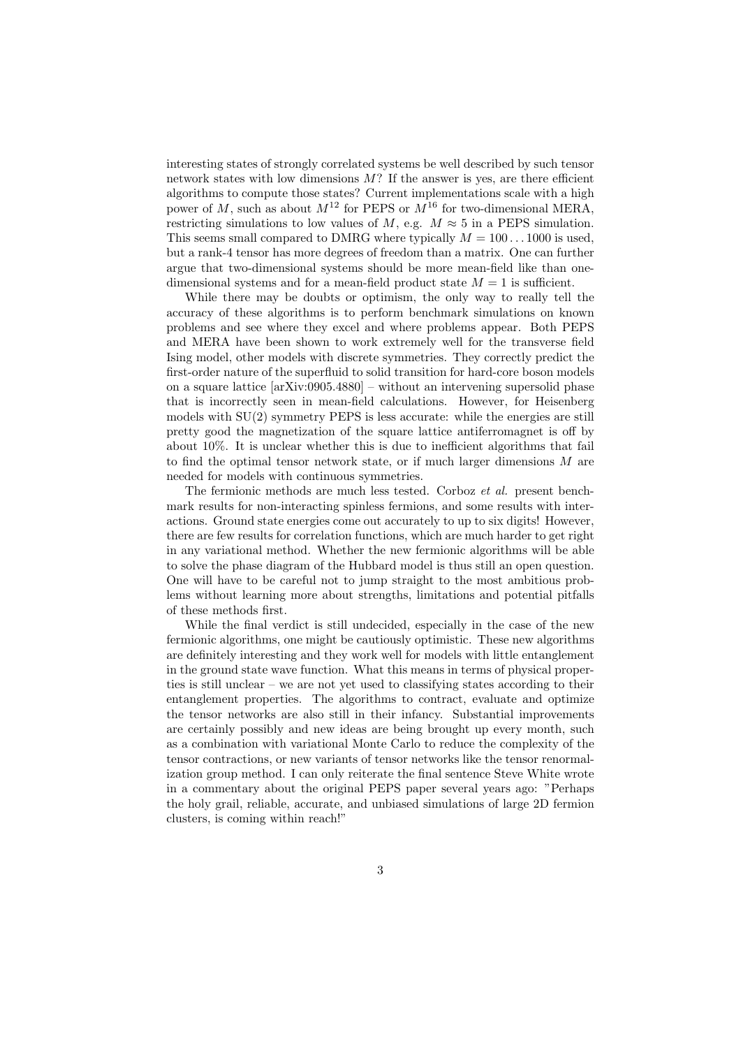interesting states of strongly correlated systems be well described by such tensor network states with low dimensions $M$? If the answer is yes, are there efficient algorithms to compute those states? Current implementations scale with a high power of $M$, such as about $M^{12}$ for PEPS or $M^{16}$ for two-dimensional MERA, restricting simulations to low values of $M$, e.g. $M \approx 5$ in a PEPS simulation. This seems small compared to DMRG where typically $M = 100 \ldots 1000$ is used, but a rank-4 tensor has more degrees of freedom than a matrix. One can further argue that two-dimensional systems should be more mean-field like than one-dimensional systems and for a mean-field product state $M = 1$ is sufficient.

While there may be doubts or optimism, the only way to really tell the accuracy of these algorithms is to perform benchmark simulations on known problems and see where they excel and where problems appear. Both PEPS and MERA have been shown to work extremely well for the transverse field Ising model, other models with discrete symmetries. They correctly predict the first-order nature of the superfluid to solid transition for hard-core boson models on a square lattice [arXiv:0905.4880] – without an intervening supersolid phase that is incorrectly seen in mean-field calculations. However, for Heisenberg models with SU(2) symmetry PEPS is less accurate: while the energies are still pretty good the magnetization of the square lattice antiferromagnet is off by about 10%. It is unclear whether this is due to inefficient algorithms that fail to find the optimal tensor network state, or if much larger dimensions $M$ are needed for models with continuous symmetries.

The fermionic methods are much less tested. Corboz *et al.* present benchmark results for non-interacting spinless fermions, and some results with interactions. Ground state energies come out accurately to up to six digits! However, there are few results for correlation functions, which are much harder to get right in any variational method. Whether the new fermionic algorithms will be able to solve the phase diagram of the Hubbard model is thus still an open question. One will have to be careful not to jump straight to the most ambitious problems without learning more about strengths, limitations and potential pitfalls of these methods first.

While the final verdict is still undecided, especially in the case of the new fermionic algorithms, one might be cautiously optimistic. These new algorithms are definitely interesting and they work well for models with little entanglement in the ground state wave function. What this means in terms of physical properties is still unclear – we are not yet used to classifying states according to their entanglement properties. The algorithms to contract, evaluate and optimize the tensor networks are also still in their infancy. Substantial improvements are certainly possibly and new ideas are being brought up every month, such as a combination with variational Monte Carlo to reduce the complexity of the tensor contractions, or new variants of tensor networks like the tensor renormalization group method. I can only reiterate the final sentence Steve White wrote in a commentary about the original PEPS paper several years ago: "Perhaps the holy grail, reliable, accurate, and unbiased simulations of large 2D fermion clusters, is coming within reach!"